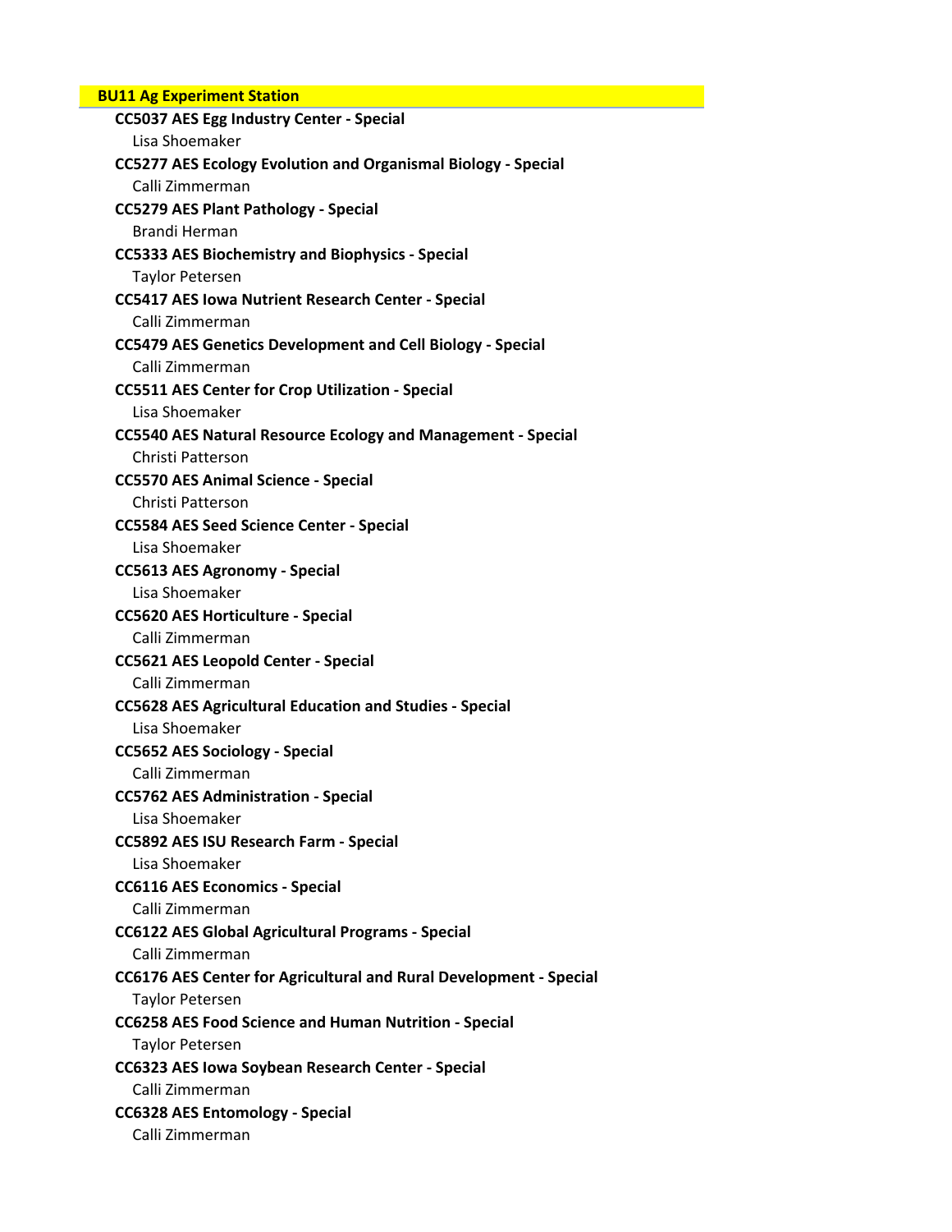## BU11 Ag Experiment Station

**CC5037 AES Egg Industry Center - Special**
Lisa Shoemaker

**CC5277 AES Ecology Evolution and Organismal Biology - Special**
Calli Zimmerman

**CC5279 AES Plant Pathology - Special**
Brandi Herman

**CC5333 AES Biochemistry and Biophysics - Special**
Taylor Petersen

**CC5417 AES Iowa Nutrient Research Center - Special**
Calli Zimmerman

**CC5479 AES Genetics Development and Cell Biology - Special**
Calli Zimmerman

**CC5511 AES Center for Crop Utilization - Special**
Lisa Shoemaker

**CC5540 AES Natural Resource Ecology and Management - Special**
Christi Patterson

**CC5570 AES Animal Science - Special**
Christi Patterson

**CC5584 AES Seed Science Center - Special**
Lisa Shoemaker

**CC5613 AES Agronomy - Special**
Lisa Shoemaker

**CC5620 AES Horticulture - Special**
Calli Zimmerman

**CC5621 AES Leopold Center - Special**
Calli Zimmerman

**CC5628 AES Agricultural Education and Studies - Special**
Lisa Shoemaker

**CC5652 AES Sociology - Special**
Calli Zimmerman

**CC5762 AES Administration - Special**
Lisa Shoemaker

**CC5892 AES ISU Research Farm - Special**
Lisa Shoemaker

**CC6116 AES Economics - Special**
Calli Zimmerman

**CC6122 AES Global Agricultural Programs - Special**
Calli Zimmerman

**CC6176 AES Center for Agricultural and Rural Development - Special**
Taylor Petersen

**CC6258 AES Food Science and Human Nutrition - Special**
Taylor Petersen

**CC6323 AES Iowa Soybean Research Center - Special**
Calli Zimmerman

**CC6328 AES Entomology - Special**
Calli Zimmerman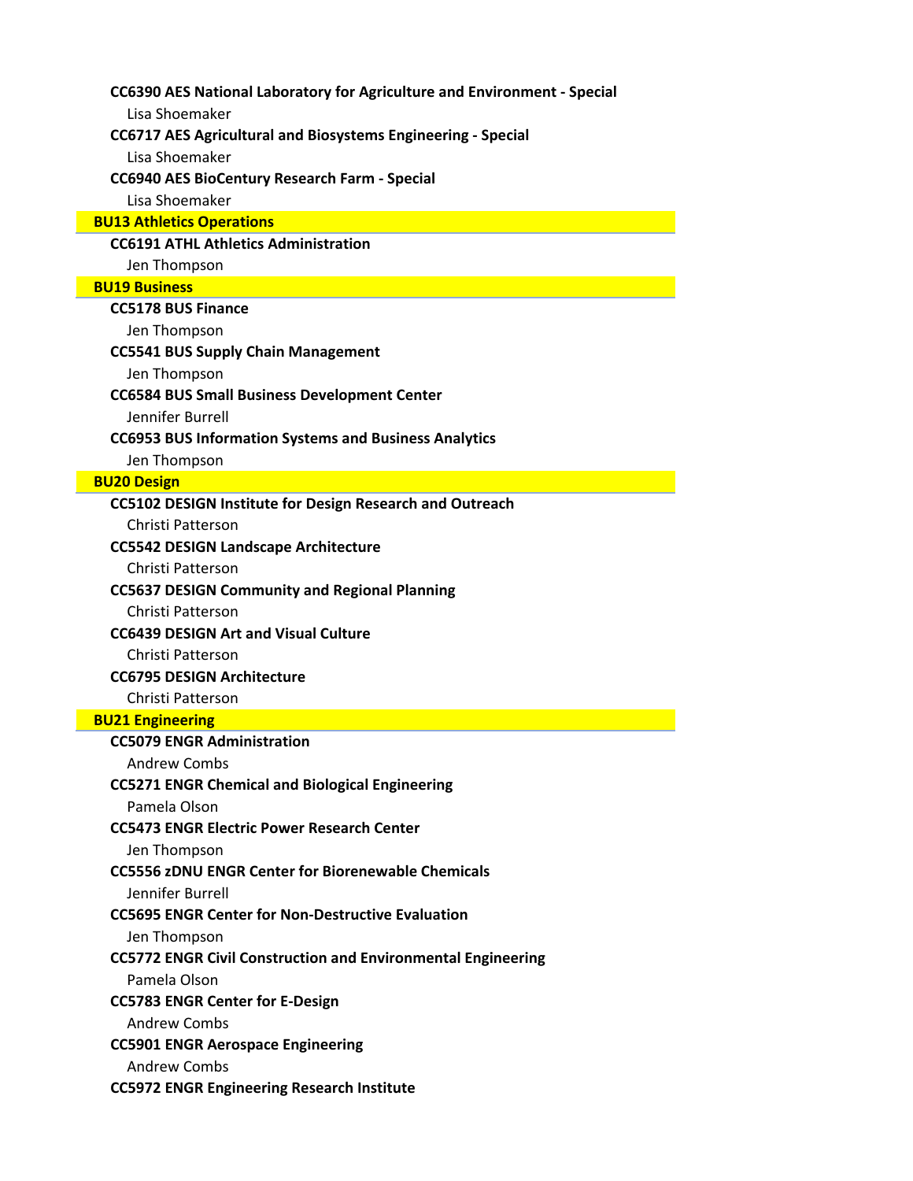**CC6390 AES National Laboratory for Agriculture and Environment - Special**

Lisa Shoemaker

**CC6717 AES Agricultural and Biosystems Engineering - Special**

Lisa Shoemaker

**CC6940 AES BioCentury Research Farm - Special**

Lisa Shoemaker

## BU13 Athletics Operations

**CC6191 ATHL Athletics Administration**

Jen Thompson

## BU19 Business

**CC5178 BUS Finance**

Jen Thompson

**CC5541 BUS Supply Chain Management**

Jen Thompson

**CC6584 BUS Small Business Development Center**

Jennifer Burrell

**CC6953 BUS Information Systems and Business Analytics**

Jen Thompson

## BU20 Design

**CC5102 DESIGN Institute for Design Research and Outreach**

Christi Patterson

**CC5542 DESIGN Landscape Architecture**

Christi Patterson

**CC5637 DESIGN Community and Regional Planning**

Christi Patterson

**CC6439 DESIGN Art and Visual Culture**

Christi Patterson

**CC6795 DESIGN Architecture**

Christi Patterson

## BU21 Engineering

**CC5079 ENGR Administration**

Andrew Combs

**CC5271 ENGR Chemical and Biological Engineering**

Pamela Olson

**CC5473 ENGR Electric Power Research Center**

Jen Thompson

**CC5556 zDNU ENGR Center for Biorenewable Chemicals**

Jennifer Burrell

**CC5695 ENGR Center for Non-Destructive Evaluation**

Jen Thompson

**CC5772 ENGR Civil Construction and Environmental Engineering**

Pamela Olson

**CC5783 ENGR Center for E-Design**

Andrew Combs

**CC5901 ENGR Aerospace Engineering**

Andrew Combs

**CC5972 ENGR Engineering Research Institute**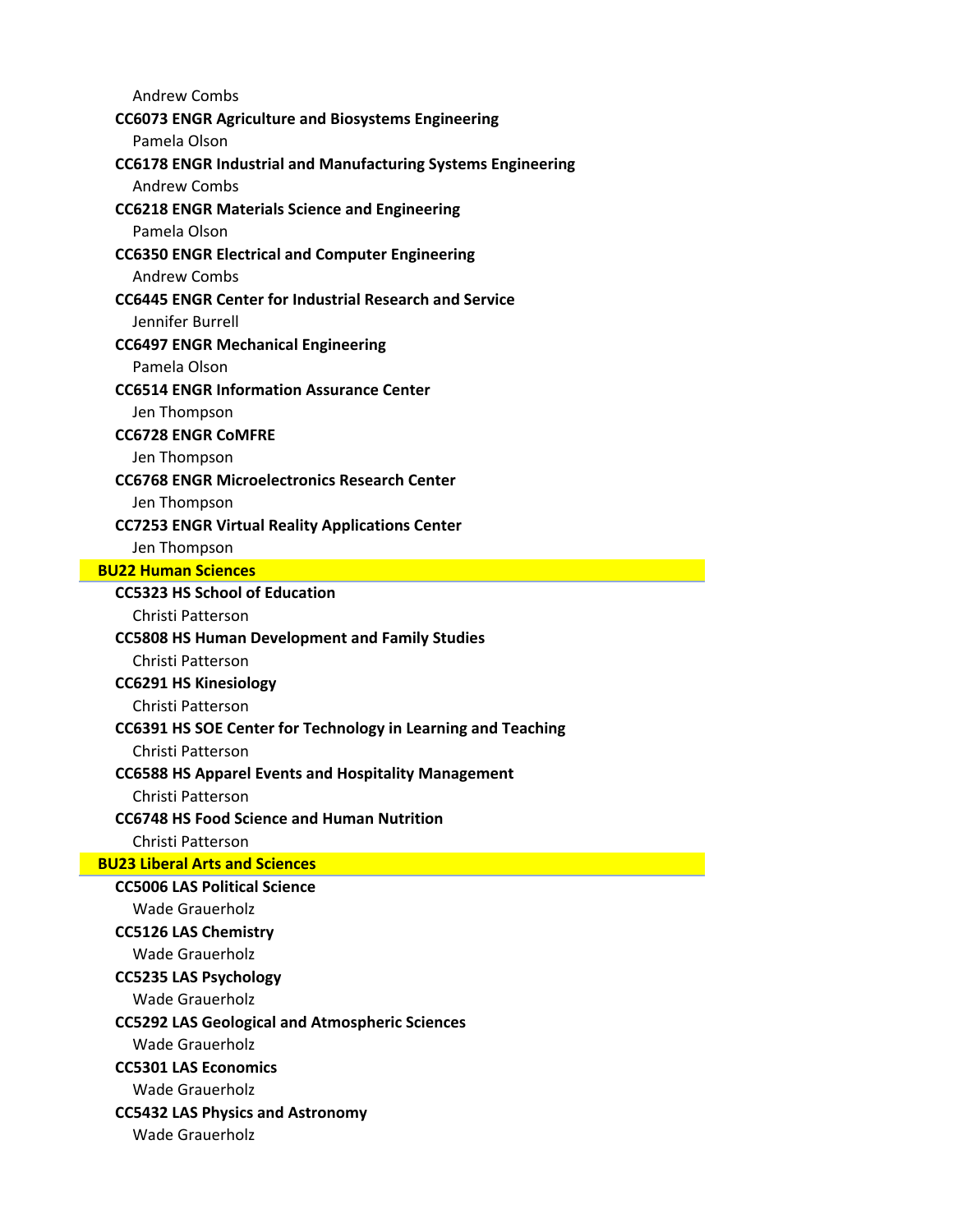Andrew Combs

**CC6073 ENGR Agriculture and Biosystems Engineering**

Pamela Olson

**CC6178 ENGR Industrial and Manufacturing Systems Engineering**

Andrew Combs

**CC6218 ENGR Materials Science and Engineering**

Pamela Olson

**CC6350 ENGR Electrical and Computer Engineering**

Andrew Combs

**CC6445 ENGR Center for Industrial Research and Service**

Jennifer Burrell

**CC6497 ENGR Mechanical Engineering**

Pamela Olson

**CC6514 ENGR Information Assurance Center**

Jen Thompson

**CC6728 ENGR CoMFRE**

Jen Thompson

**CC6768 ENGR Microelectronics Research Center**

Jen Thompson

**CC7253 ENGR Virtual Reality Applications Center**

Jen Thompson

## BU22 Human Sciences

**CC5323 HS School of Education**

Christi Patterson

**CC5808 HS Human Development and Family Studies**

Christi Patterson

**CC6291 HS Kinesiology**

Christi Patterson

**CC6391 HS SOE Center for Technology in Learning and Teaching**

Christi Patterson

**CC6588 HS Apparel Events and Hospitality Management**

Christi Patterson

**CC6748 HS Food Science and Human Nutrition**

Christi Patterson

## BU23 Liberal Arts and Sciences

**CC5006 LAS Political Science**

Wade Grauerholz

**CC5126 LAS Chemistry**

Wade Grauerholz

**CC5235 LAS Psychology**

Wade Grauerholz

**CC5292 LAS Geological and Atmospheric Sciences**

Wade Grauerholz

**CC5301 LAS Economics**

Wade Grauerholz

**CC5432 LAS Physics and Astronomy**

Wade Grauerholz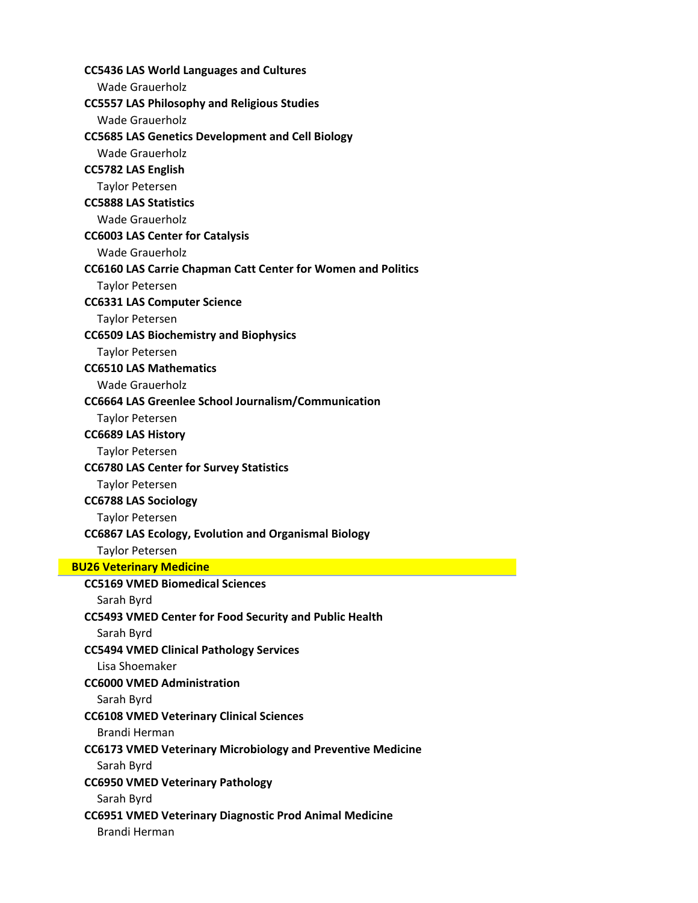**CC5436 LAS World Languages and Cultures**

Wade Grauerholz

**CC5557 LAS Philosophy and Religious Studies**

Wade Grauerholz

**CC5685 LAS Genetics Development and Cell Biology**

Wade Grauerholz

**CC5782 LAS English**

Taylor Petersen

**CC5888 LAS Statistics**

Wade Grauerholz

**CC6003 LAS Center for Catalysis**

Wade Grauerholz

**CC6160 LAS Carrie Chapman Catt Center for Women and Politics**

Taylor Petersen

**CC6331 LAS Computer Science**

Taylor Petersen

**CC6509 LAS Biochemistry and Biophysics**

Taylor Petersen

**CC6510 LAS Mathematics**

Wade Grauerholz

**CC6664 LAS Greenlee School Journalism/Communication**

Taylor Petersen

**CC6689 LAS History**

Taylor Petersen

**CC6780 LAS Center for Survey Statistics**

Taylor Petersen

**CC6788 LAS Sociology**

Taylor Petersen

**CC6867 LAS Ecology, Evolution and Organismal Biology**

Taylor Petersen

## BU26 Veterinary Medicine

**CC5169 VMED Biomedical Sciences**

Sarah Byrd

**CC5493 VMED Center for Food Security and Public Health**

Sarah Byrd

**CC5494 VMED Clinical Pathology Services**

Lisa Shoemaker

**CC6000 VMED Administration**

Sarah Byrd

**CC6108 VMED Veterinary Clinical Sciences**

Brandi Herman

**CC6173 VMED Veterinary Microbiology and Preventive Medicine**

Sarah Byrd

**CC6950 VMED Veterinary Pathology**

Sarah Byrd

**CC6951 VMED Veterinary Diagnostic Prod Animal Medicine**

Brandi Herman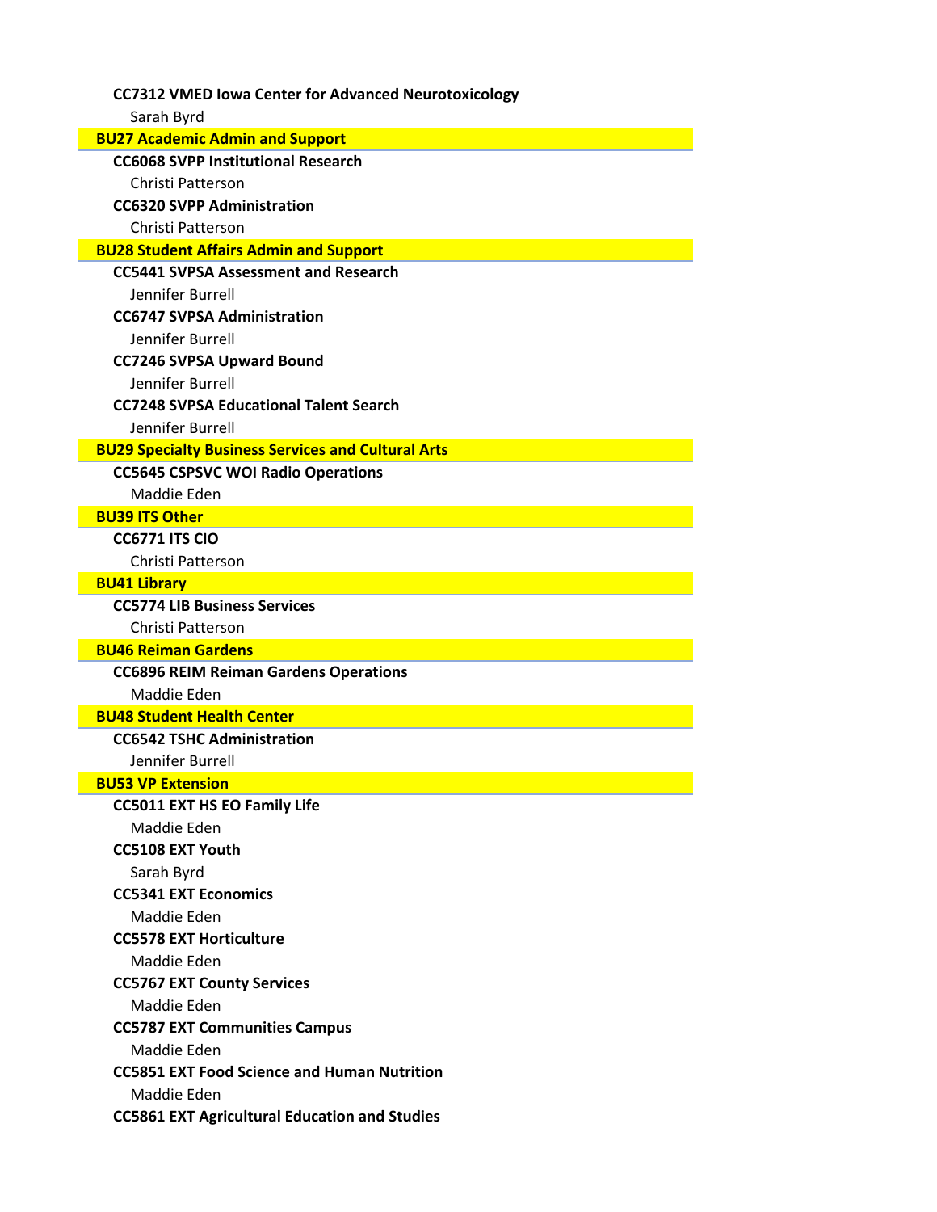**CC7312 VMED Iowa Center for Advanced Neurotoxicology**

Sarah Byrd

## BU27 Academic Admin and Support

**CC6068 SVPP Institutional Research**

Christi Patterson

**CC6320 SVPP Administration**

Christi Patterson

## BU28 Student Affairs Admin and Support

**CC5441 SVPSA Assessment and Research**

Jennifer Burrell

**CC6747 SVPSA Administration**

Jennifer Burrell

**CC7246 SVPSA Upward Bound**

Jennifer Burrell

**CC7248 SVPSA Educational Talent Search**

Jennifer Burrell

## BU29 Specialty Business Services and Cultural Arts

**CC5645 CSPSVC WOI Radio Operations**

Maddie Eden

## BU39 ITS Other

**CC6771 ITS CIO**

Christi Patterson

## BU41 Library

**CC5774 LIB Business Services**

Christi Patterson

## BU46 Reiman Gardens

**CC6896 REIM Reiman Gardens Operations**

Maddie Eden

## BU48 Student Health Center

**CC6542 TSHC Administration**

Jennifer Burrell

## BU53 VP Extension

**CC5011 EXT HS EO Family Life**

Maddie Eden

**CC5108 EXT Youth**

Sarah Byrd

**CC5341 EXT Economics**

Maddie Eden

**CC5578 EXT Horticulture**

Maddie Eden

**CC5767 EXT County Services**

Maddie Eden

**CC5787 EXT Communities Campus**

Maddie Eden

**CC5851 EXT Food Science and Human Nutrition**

Maddie Eden

**CC5861 EXT Agricultural Education and Studies**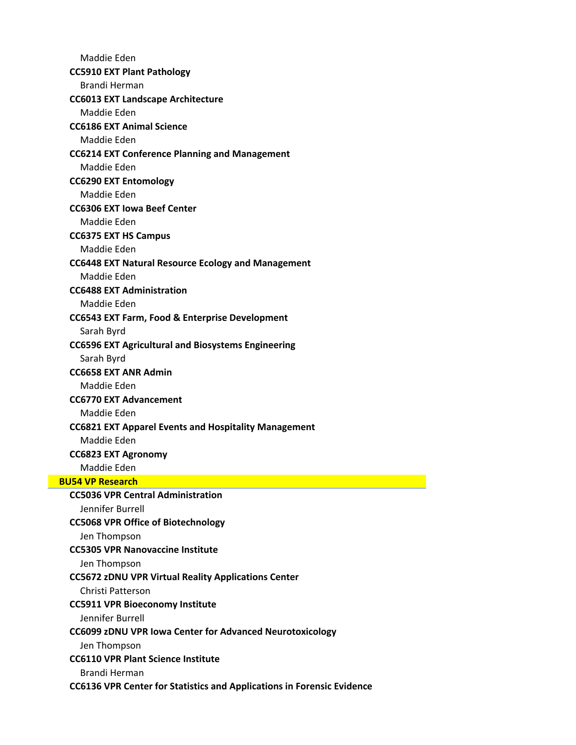Maddie Eden

**CC5910 EXT Plant Pathology**

Brandi Herman

**CC6013 EXT Landscape Architecture**

Maddie Eden

**CC6186 EXT Animal Science**

Maddie Eden

**CC6214 EXT Conference Planning and Management**

Maddie Eden

**CC6290 EXT Entomology**

Maddie Eden

**CC6306 EXT Iowa Beef Center**

Maddie Eden

**CC6375 EXT HS Campus**

Maddie Eden

**CC6448 EXT Natural Resource Ecology and Management**

Maddie Eden

**CC6488 EXT Administration**

Maddie Eden

**CC6543 EXT Farm, Food & Enterprise Development**

Sarah Byrd

**CC6596 EXT Agricultural and Biosystems Engineering**

Sarah Byrd

**CC6658 EXT ANR Admin**

Maddie Eden

**CC6770 EXT Advancement**

Maddie Eden

**CC6821 EXT Apparel Events and Hospitality Management**

Maddie Eden

**CC6823 EXT Agronomy**

Maddie Eden

## BU54 VP Research

**CC5036 VPR Central Administration**

Jennifer Burrell

**CC5068 VPR Office of Biotechnology**

Jen Thompson

**CC5305 VPR Nanovaccine Institute**

Jen Thompson

**CC5672 zDNU VPR Virtual Reality Applications Center**

Christi Patterson

**CC5911 VPR Bioeconomy Institute**

Jennifer Burrell

**CC6099 zDNU VPR Iowa Center for Advanced Neurotoxicology**

Jen Thompson

**CC6110 VPR Plant Science Institute**

Brandi Herman

**CC6136 VPR Center for Statistics and Applications in Forensic Evidence**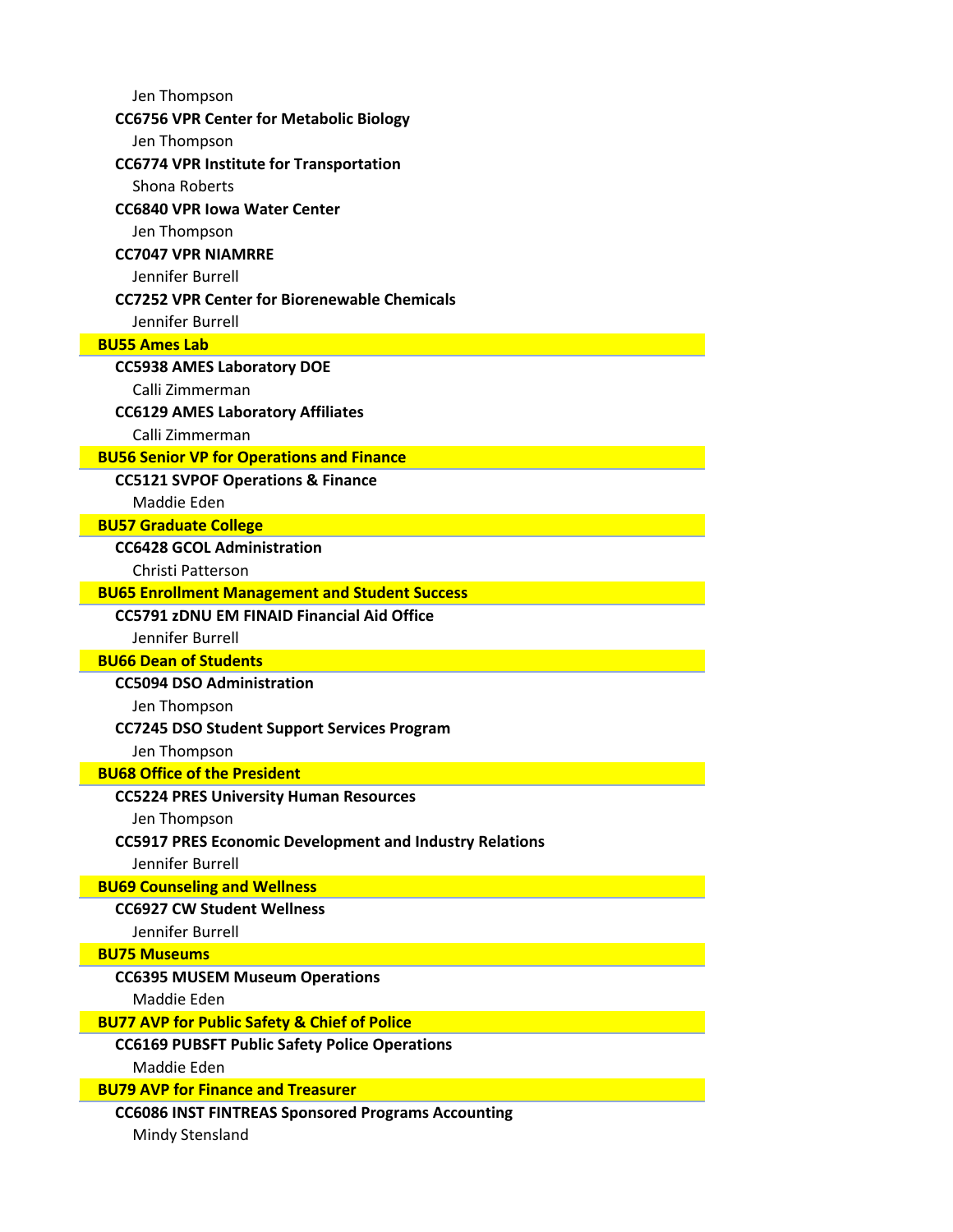Jen Thompson

**CC6756 VPR Center for Metabolic Biology**

Jen Thompson

**CC6774 VPR Institute for Transportation**

Shona Roberts

**CC6840 VPR Iowa Water Center**

Jen Thompson

**CC7047 VPR NIAMRRE**

Jennifer Burrell

**CC7252 VPR Center for Biorenewable Chemicals**

Jennifer Burrell

## BU55 Ames Lab

**CC5938 AMES Laboratory DOE**

Calli Zimmerman

**CC6129 AMES Laboratory Affiliates**

Calli Zimmerman

## BU56 Senior VP for Operations and Finance

**CC5121 SVPOF Operations & Finance**

Maddie Eden

## BU57 Graduate College

**CC6428 GCOL Administration**

Christi Patterson

## BU65 Enrollment Management and Student Success

**CC5791 zDNU EM FINAID Financial Aid Office**

Jennifer Burrell

## BU66 Dean of Students

**CC5094 DSO Administration**

Jen Thompson

**CC7245 DSO Student Support Services Program**

Jen Thompson

## BU68 Office of the President

**CC5224 PRES University Human Resources**

Jen Thompson

**CC5917 PRES Economic Development and Industry Relations**

Jennifer Burrell

## BU69 Counseling and Wellness

**CC6927 CW Student Wellness**

Jennifer Burrell

## BU75 Museums

**CC6395 MUSEM Museum Operations**

Maddie Eden

## BU77 AVP for Public Safety & Chief of Police

**CC6169 PUBSFT Public Safety Police Operations**

Maddie Eden

## BU79 AVP for Finance and Treasurer

**CC6086 INST FINTREAS Sponsored Programs Accounting**

Mindy Stensland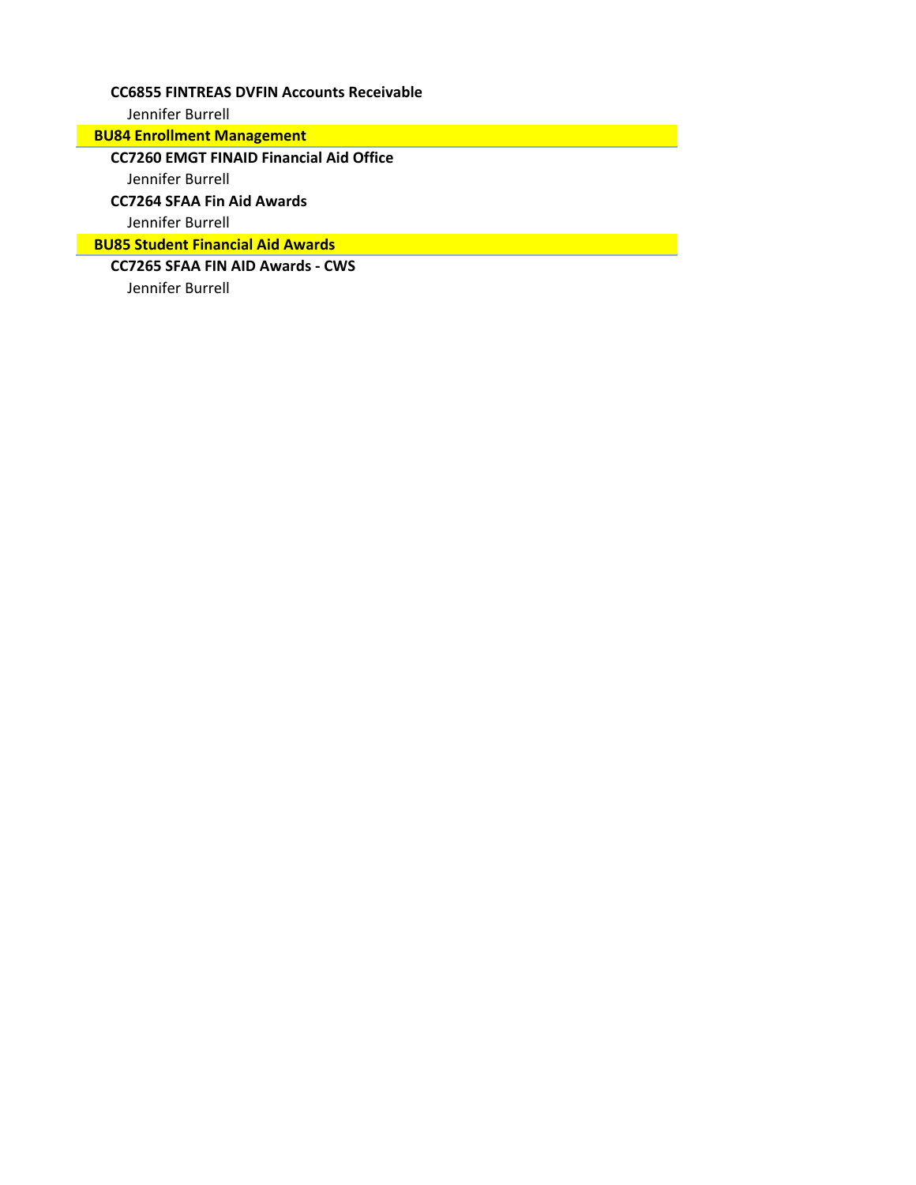**CC6855 FINTREAS DVFIN Accounts Receivable**

Jennifer Burrell

**BU84 Enrollment Management**

**CC7260 EMGT FINAID Financial Aid Office**

Jennifer Burrell

**CC7264 SFAA Fin Aid Awards**

Jennifer Burrell

**BU85 Student Financial Aid Awards**

**CC7265 SFAA FIN AID Awards - CWS**

Jennifer Burrell